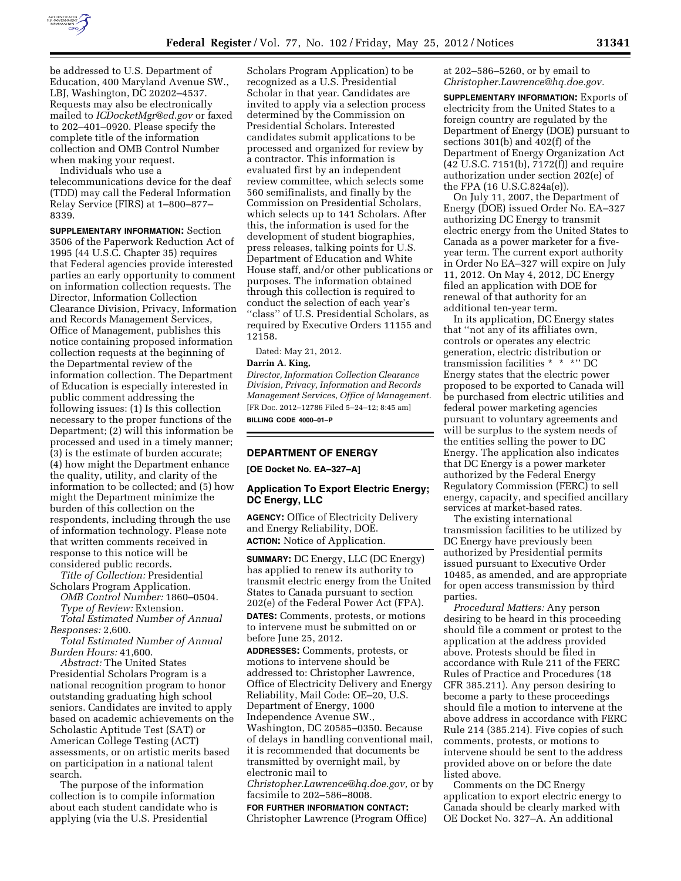be addressed to U.S. Department of Education, 400 Maryland Avenue SW., LBJ, Washington, DC 20202–4537. Requests may also be electronically mailed to *ICDocketMgr@ed.gov* or faxed to 202–401–0920. Please specify the complete title of the information collection and OMB Control Number when making your request.

Individuals who use a telecommunications device for the deaf (TDD) may call the Federal Information Relay Service (FIRS) at 1–800–877–8339.

**SUPPLEMENTARY INFORMATION:** Section 3506 of the Paperwork Reduction Act of 1995 (44 U.S.C. Chapter 35) requires that Federal agencies provide interested parties an early opportunity to comment on information collection requests. The Director, Information Collection Clearance Division, Privacy, Information and Records Management Services, Office of Management, publishes this notice containing proposed information collection requests at the beginning of the Departmental review of the information collection. The Department of Education is especially interested in public comment addressing the following issues: (1) Is this collection necessary to the proper functions of the Department; (2) will this information be processed and used in a timely manner; (3) is the estimate of burden accurate; (4) how might the Department enhance the quality, utility, and clarity of the information to be collected; and (5) how might the Department minimize the burden of this collection on the respondents, including through the use of information technology. Please note that written comments received in response to this notice will be considered public records.

*Title of Collection:* Presidential Scholars Program Application.

*OMB Control Number:* 1860–0504.

*Type of Review:* Extension.

*Total Estimated Number of Annual Responses:* 2,600.

*Total Estimated Number of Annual Burden Hours:* 41,600.

*Abstract:* The United States Presidential Scholars Program is a national recognition program to honor outstanding graduating high school seniors. Candidates are invited to apply based on academic achievements on the Scholastic Aptitude Test (SAT) or American College Testing (ACT) assessments, or on artistic merits based on participation in a national talent search.

The purpose of the information collection is to compile information about each student candidate who is applying (via the U.S. Presidential Scholars Program Application) to be recognized as a U.S. Presidential Scholar in that year. Candidates are invited to apply via a selection process determined by the Commission on Presidential Scholars. Interested candidates submit applications to be processed and organized for review by a contractor. This information is evaluated first by an independent review committee, which selects some 560 semifinalists, and finally by the Commission on Presidential Scholars, which selects up to 141 Scholars. After this, the information is used for the development of student biographies, press releases, talking points for U.S. Department of Education and White House staff, and/or other publications or purposes. The information obtained through this collection is required to conduct the selection of each year's ''class'' of U.S. Presidential Scholars, as required by Executive Orders 11155 and 12158.

Dated: May 21, 2012.

**Darrin A. King,**

*Director, Information Collection Clearance Division, Privacy, Information and Records Management Services, Office of Management.*

[FR Doc. 2012–12786 Filed 5–24–12; 8:45 am]

**BILLING CODE 4000–01–P**

## DEPARTMENT OF ENERGY

**[OE Docket No. EA–327–A]**

### Application To Export Electric Energy; DC Energy, LLC

**AGENCY:** Office of Electricity Delivery and Energy Reliability, DOE.

**ACTION:** Notice of Application.

**SUMMARY:** DC Energy, LLC (DC Energy) has applied to renew its authority to transmit electric energy from the United States to Canada pursuant to section 202(e) of the Federal Power Act (FPA).

**DATES:** Comments, protests, or motions to intervene must be submitted on or before June 25, 2012.

**ADDRESSES:** Comments, protests, or motions to intervene should be addressed to: Christopher Lawrence, Office of Electricity Delivery and Energy Reliability, Mail Code: OE–20, U.S. Department of Energy, 1000 Independence Avenue SW., Washington, DC 20585–0350. Because of delays in handling conventional mail, it is recommended that documents be transmitted by overnight mail, by electronic mail to *Christopher.Lawrence@hq.doe.gov,* or by facsimile to 202–586–8008.

**FOR FURTHER INFORMATION CONTACT:** Christopher Lawrence (Program Office) at 202–586–5260, or by email to *Christopher.Lawrence@hq.doe.gov.*

**SUPPLEMENTARY INFORMATION:** Exports of electricity from the United States to a foreign country are regulated by the Department of Energy (DOE) pursuant to sections 301(b) and 402(f) of the Department of Energy Organization Act (42 U.S.C. 7151(b), 7172(f)) and require authorization under section 202(e) of the FPA (16 U.S.C.824a(e)).

On July 11, 2007, the Department of Energy (DOE) issued Order No. EA–327 authorizing DC Energy to transmit electric energy from the United States to Canada as a power marketer for a five-year term. The current export authority in Order No EA–327 will expire on July 11, 2012. On May 4, 2012, DC Energy filed an application with DOE for renewal of that authority for an additional ten-year term.

In its application, DC Energy states that ''not any of its affiliates own, controls or operates any electric generation, electric distribution or transmission facilities * * *'' DC Energy states that the electric power proposed to be exported to Canada will be purchased from electric utilities and federal power marketing agencies pursuant to voluntary agreements and will be surplus to the system needs of the entities selling the power to DC Energy. The application also indicates that DC Energy is a power marketer authorized by the Federal Energy Regulatory Commission (FERC) to sell energy, capacity, and specified ancillary services at market-based rates.

The existing international transmission facilities to be utilized by DC Energy have previously been authorized by Presidential permits issued pursuant to Executive Order 10485, as amended, and are appropriate for open access transmission by third parties.

*Procedural Matters:* Any person desiring to be heard in this proceeding should file a comment or protest to the application at the address provided above. Protests should be filed in accordance with Rule 211 of the FERC Rules of Practice and Procedures (18 CFR 385.211). Any person desiring to become a party to these proceedings should file a motion to intervene at the above address in accordance with FERC Rule 214 (385.214). Five copies of such comments, protests, or motions to intervene should be sent to the address provided above on or before the date listed above.

Comments on the DC Energy application to export electric energy to Canada should be clearly marked with OE Docket No. 327–A. An additional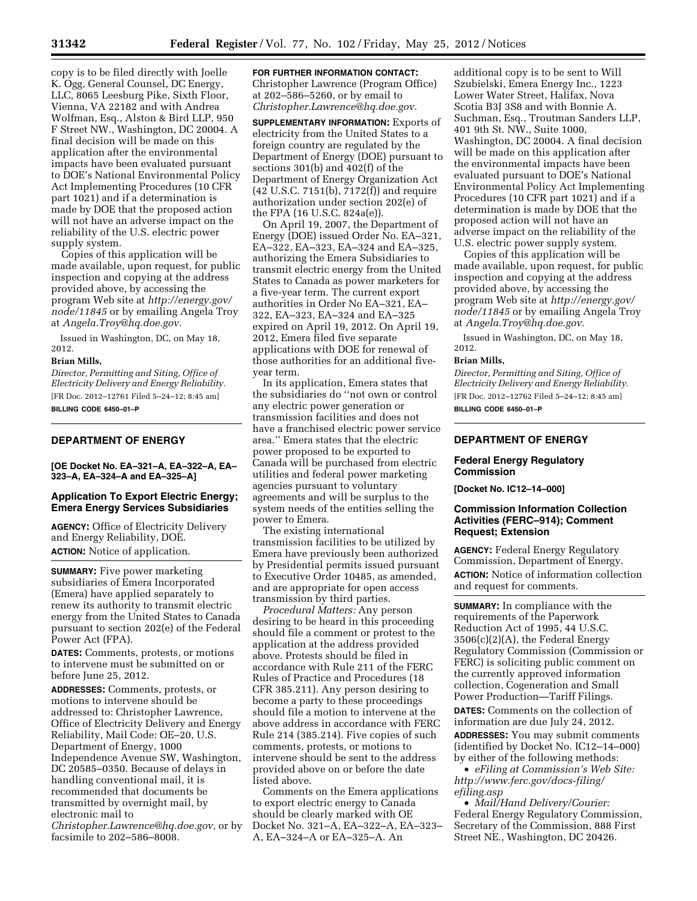copy is to be filed directly with Joelle K. Ogg, General Counsel, DC Energy, LLC, 8065 Leesburg Pike, Sixth Floor, Vienna, VA 22182 and with Andrea Wolfman, Esq., Alston & Bird LLP, 950 F Street NW., Washington, DC 20004. A final decision will be made on this application after the environmental impacts have been evaluated pursuant to DOE's National Environmental Policy Act Implementing Procedures (10 CFR part 1021) and if a determination is made by DOE that the proposed action will not have an adverse impact on the reliability of the U.S. electric power supply system.

Copies of this application will be made available, upon request, for public inspection and copying at the address provided above, by accessing the program Web site at *http://energy.gov/node/11845* or by emailing Angela Troy at *Angela.Troy@hq.doe.gov.*

Issued in Washington, DC, on May 18, 2012.

**Brian Mills,**

*Director, Permitting and Siting, Office of Electricity Delivery and Energy Reliability.*

[FR Doc. 2012–12761 Filed 5–24–12; 8:45 am]

**BILLING CODE 6450–01–P**

## DEPARTMENT OF ENERGY

**[OE Docket No. EA–321–A, EA–322–A, EA–323–A, EA–324–A and EA–325–A]**

### Application To Export Electric Energy; Emera Energy Services Subsidiaries

**AGENCY:** Office of Electricity Delivery and Energy Reliability, DOE.

**ACTION:** Notice of application.

**SUMMARY:** Five power marketing subsidiaries of Emera Incorporated (Emera) have applied separately to renew its authority to transmit electric energy from the United States to Canada pursuant to section 202(e) of the Federal Power Act (FPA).

**DATES:** Comments, protests, or motions to intervene must be submitted on or before June 25, 2012.

**ADDRESSES:** Comments, protests, or motions to intervene should be addressed to: Christopher Lawrence, Office of Electricity Delivery and Energy Reliability, Mail Code: OE–20, U.S. Department of Energy, 1000 Independence Avenue SW, Washington, DC 20585–0350. Because of delays in handling conventional mail, it is recommended that documents be transmitted by overnight mail, by electronic mail to *Christopher.Lawrence@hq.doe.gov,* or by facsimile to 202–586–8008.

**FOR FURTHER INFORMATION CONTACT:** Christopher Lawrence (Program Office) at 202–586–5260, or by email to *Christopher.Lawrence@hq.doe.gov*.

**SUPPLEMENTARY INFORMATION:** Exports of electricity from the United States to a foreign country are regulated by the Department of Energy (DOE) pursuant to sections 301(b) and 402(f) of the Department of Energy Organization Act (42 U.S.C. 7151(b), 7172(f)) and require authorization under section 202(e) of the FPA (16 U.S.C. 824a(e)).

On April 19, 2007, the Department of Energy (DOE) issued Order No. EA–321, EA–322, EA–323, EA–324 and EA–325, authorizing the Emera Subsidiaries to transmit electric energy from the United States to Canada as power marketers for a five-year term. The current export authorities in Order No EA–321, EA–322, EA–323, EA–324 and EA–325 expired on April 19, 2012. On April 19, 2012, Emera filed five separate applications with DOE for renewal of those authorities for an additional five-year term.

In its application, Emera states that the subsidiaries do ''not own or control any electric power generation or transmission facilities and does not have a franchised electric power service area.'' Emera states that the electric power proposed to be exported to Canada will be purchased from electric utilities and federal power marketing agencies pursuant to voluntary agreements and will be surplus to the system needs of the entities selling the power to Emera.

The existing international transmission facilities to be utilized by Emera have previously been authorized by Presidential permits issued pursuant to Executive Order 10485, as amended, and are appropriate for open access transmission by third parties.

*Procedural Matters:* Any person desiring to be heard in this proceeding should file a comment or protest to the application at the address provided above. Protests should be filed in accordance with Rule 211 of the FERC Rules of Practice and Procedures (18 CFR 385.211). Any person desiring to become a party to these proceedings should file a motion to intervene at the above address in accordance with FERC Rule 214 (385.214). Five copies of such comments, protests, or motions to intervene should be sent to the address provided above on or before the date listed above.

Comments on the Emera applications to export electric energy to Canada should be clearly marked with OE Docket No. 321–A, EA–322–A, EA–323–A, EA–324–A or EA–325–A. An additional copy is to be sent to Will Szubielski, Emera Energy Inc., 1223 Lower Water Street, Halifax, Nova Scotia B3J 3S8 and with Bonnie A. Suchman, Esq., Troutman Sanders LLP, 401 9th St. NW., Suite 1000, Washington, DC 20004. A final decision will be made on this application after the environmental impacts have been evaluated pursuant to DOE's National Environmental Policy Act Implementing Procedures (10 CFR part 1021) and if a determination is made by DOE that the proposed action will not have an adverse impact on the reliability of the U.S. electric power supply system.

Copies of this application will be made available, upon request, for public inspection and copying at the address provided above, by accessing the program Web site at *http://energy.gov/node/11845* or by emailing Angela Troy at *Angela.Troy@hq.doe.gov*.

Issued in Washington, DC, on May 18, 2012.

**Brian Mills,**

*Director, Permitting and Siting, Office of Electricity Delivery and Energy Reliability.*

[FR Doc. 2012–12762 Filed 5–24–12; 8:45 am]

**BILLING CODE 6450–01–P**

## DEPARTMENT OF ENERGY

### Federal Energy Regulatory Commission

**[Docket No. IC12–14–000]**

### Commission Information Collection Activities (FERC–914); Comment Request; Extension

**AGENCY:** Federal Energy Regulatory Commission, Department of Energy.

**ACTION:** Notice of information collection and request for comments.

**SUMMARY:** In compliance with the requirements of the Paperwork Reduction Act of 1995, 44 U.S.C. 3506(c)(2)(A), the Federal Energy Regulatory Commission (Commission or FERC) is soliciting public comment on the currently approved information collection, Cogeneration and Small Power Production—Tariff Filings.

**DATES:** Comments on the collection of information are due July 24, 2012.

**ADDRESSES:** You may submit comments (identified by Docket No. IC12–14–000) by either of the following methods:

- *eFiling at Commission's Web Site: http://www.ferc.gov/docs-filing/efiling.asp*
- *Mail/Hand Delivery/Courier:* Federal Energy Regulatory Commission, Secretary of the Commission, 888 First Street NE., Washington, DC 20426.